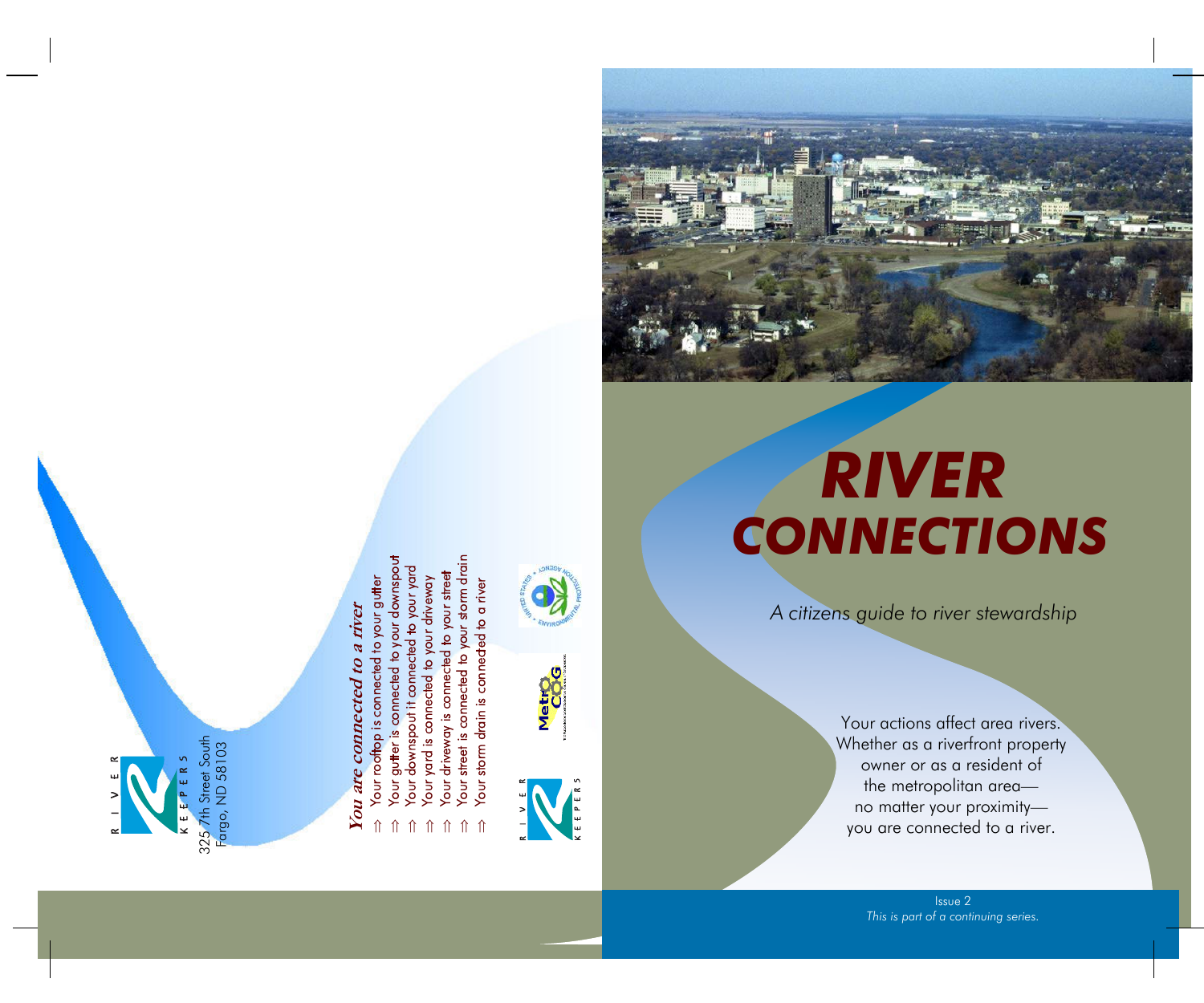RIVER KEEPERS

325 7th Street South
Fargo, ND 58103

*You are connected to a river*

- ⇑ Your rooftop is connected to your gutter
- ⇑ Your gutter is connected to your downspout
- ⇑ Your downspout it connected to your yard
- ⇑ Your yard is connected to your driveway
- ⇑ Your driveway is connected to your street
- ⇑ Your street is connected to your storm drain
- ⇑ Your storm drain is connected to a river

UNITED STATES ENVIRONMENTAL PROTECTION AGENCY

Metro COG

RIVER KEEPERS

# RIVER CONNECTIONS

*A citizens guide to river stewardship*

Your actions affect area rivers. Whether as a riverfront property owner or as a resident of the metropolitan area— no matter your proximity— you are connected to a river.

Issue 2
*This is part of a continuing series.*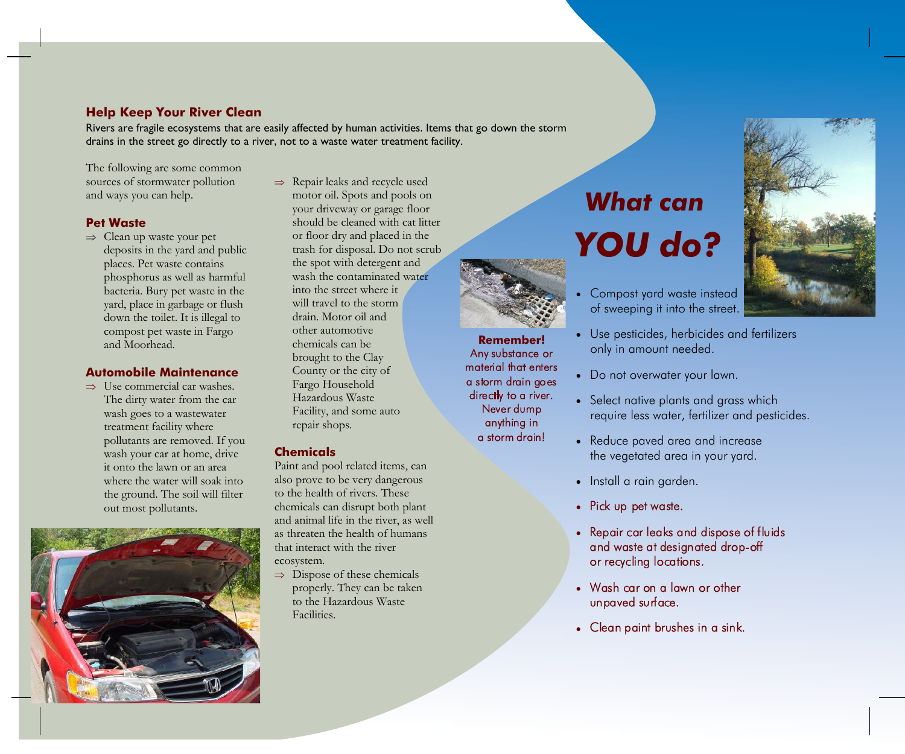## Help Keep Your River Clean

Rivers are fragile ecosystems that are easily affected by human activities. Items that go down the storm drains in the street go directly to a river, not to a waste water treatment facility.

The following are some common sources of stormwater pollution and ways you can help.

### Pet Waste

- ⇒ Clean up waste your pet deposits in the yard and public places. Pet waste contains phosphorus as well as harmful bacteria. Bury pet waste in the yard, place in garbage or flush down the toilet. It is illegal to compost pet waste in Fargo and Moorhead.

### Automobile Maintenance

- ⇒ Use commercial car washes. The dirty water from the car wash goes to a wastewater treatment facility where pollutants are removed. If you wash your car at home, drive it onto the lawn or an area where the water will soak into the ground. The soil will filter out most pollutants.
- ⇒ Repair leaks and recycle used motor oil. Spots and pools on your driveway or garage floor should be cleaned with cat litter or floor dry and placed in the trash for disposal. Do not scrub the spot with detergent and wash the contaminated water into the street where it will travel to the storm drain. Motor oil and other automotive chemicals can be brought to the Clay County or the city of Fargo Household Hazardous Waste Facility, and some auto repair shops.

### Chemicals

Paint and pool related items, can also prove to be very dangerous to the health of rivers. These chemicals can disrupt both plant and animal life in the river, as well as threaten the health of humans that interact with the river ecosystem.

- ⇒ Dispose of these chemicals properly. They can be taken to the Hazardous Waste Facilities.

**Remember!**
Any substance or material that enters a storm drain goes directly to a river. Never dump anything in a storm drain!

## *What can YOU do?*

- Compost yard waste instead of sweeping it into the street.
- Use pesticides, herbicides and fertilizers only in amount needed.
- Do not overwater your lawn.
- Select native plants and grass which require less water, fertilizer and pesticides.
- Reduce paved area and increase the vegetated area in your yard.
- Install a rain garden.
- Pick up pet waste.
- Repair car leaks and dispose of fluids and waste at designated drop-off or recycling locations.
- Wash car on a lawn or other unpaved surface.
- Clean paint brushes in a sink.